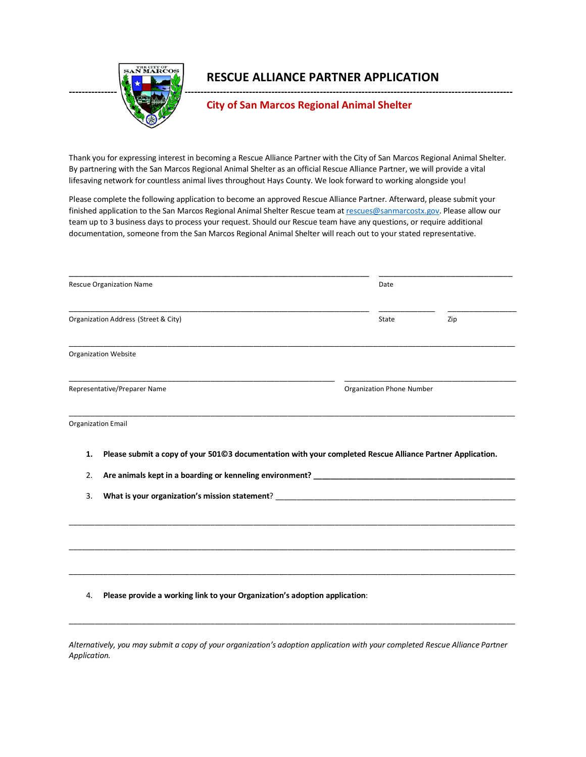# RESCUE ALLIANCE PARTNER APPLICATION

## City of San Marcos Regional Animal Shelter

Thank you for expressing interest in becoming a Rescue Alliance Partner with the City of San Marcos Regional Animal Shelter. By partnering with the San Marcos Regional Animal Shelter as an official Rescue Alliance Partner, we will provide a vital lifesaving network for countless animal lives throughout Hays County. We look forward to working alongside you!

Please complete the following application to become an approved Rescue Alliance Partner. Afterward, please submit your finished application to the San Marcos Regional Animal Shelter Rescue team at rescues@sanmarcostx.gov. Please allow our team up to 3 business days to process your request. Should our Rescue team have any questions, or require additional documentation, someone from the San Marcos Regional Animal Shelter will reach out to your stated representative.

_______________________________________________ ______________________

Rescue Organization Name Date

_______________________________________________ __________ ____________

Organization Address (Street & City) State Zip

__________________________________________________________________________

Organization Website

__________________________________________ ____________________________

Representative/Preparer Name Organization Phone Number

__________________________________________________________________________

Organization Email

1. **Please submit a copy of your 501©3 documentation with your completed Rescue Alliance Partner Application.**
2. **Are animals kept in a boarding or kenneling environment?** ______________________________
3. **What is your organization's mission statement**? ______________________________

__________________________________________________________________________

__________________________________________________________________________

__________________________________________________________________________

4. **Please provide a working link to your Organization's adoption application**:

__________________________________________________________________________

*Alternatively, you may submit a copy of your organization's adoption application with your completed Rescue Alliance Partner Application.*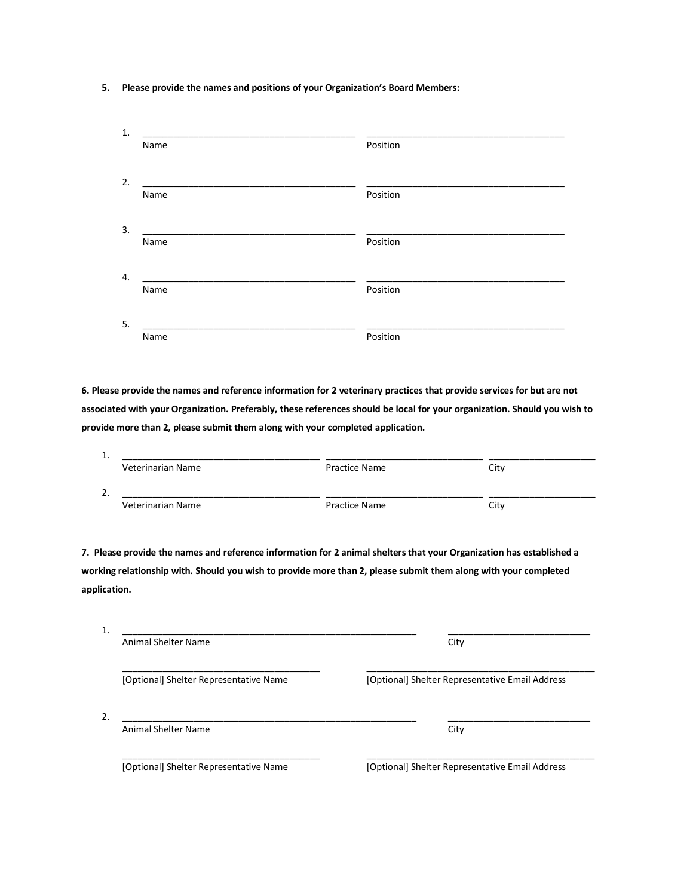**5. Please provide the names and positions of your Organization's Board Members:**

1. \_\_\_\_\_\_\_\_\_\_\_\_\_\_\_\_\_\_\_\_\_\_\_\_\_\_\_\_\_\_\_\_\_\_\_\_\_\_\_\_ \_\_\_\_\_\_\_\_\_\_\_\_\_\_\_\_\_\_\_\_\_\_\_\_\_\_\_\_\_\_\_\_\_\_\_\_\_\_\_\_
   Name Position

2. \_\_\_\_\_\_\_\_\_\_\_\_\_\_\_\_\_\_\_\_\_\_\_\_\_\_\_\_\_\_\_\_\_\_\_\_\_\_\_\_ \_\_\_\_\_\_\_\_\_\_\_\_\_\_\_\_\_\_\_\_\_\_\_\_\_\_\_\_\_\_\_\_\_\_\_\_\_\_\_\_
   Name Position

3. \_\_\_\_\_\_\_\_\_\_\_\_\_\_\_\_\_\_\_\_\_\_\_\_\_\_\_\_\_\_\_\_\_\_\_\_\_\_\_\_ \_\_\_\_\_\_\_\_\_\_\_\_\_\_\_\_\_\_\_\_\_\_\_\_\_\_\_\_\_\_\_\_\_\_\_\_\_\_\_\_
   Name Position

4. \_\_\_\_\_\_\_\_\_\_\_\_\_\_\_\_\_\_\_\_\_\_\_\_\_\_\_\_\_\_\_\_\_\_\_\_\_\_\_\_ \_\_\_\_\_\_\_\_\_\_\_\_\_\_\_\_\_\_\_\_\_\_\_\_\_\_\_\_\_\_\_\_\_\_\_\_\_\_\_\_
   Name Position

5. \_\_\_\_\_\_\_\_\_\_\_\_\_\_\_\_\_\_\_\_\_\_\_\_\_\_\_\_\_\_\_\_\_\_\_\_\_\_\_\_ \_\_\_\_\_\_\_\_\_\_\_\_\_\_\_\_\_\_\_\_\_\_\_\_\_\_\_\_\_\_\_\_\_\_\_\_\_\_\_\_
   Name Position

**6. Please provide the names and reference information for 2 <u>veterinary practices</u> that provide services for but are not associated with your Organization. Preferably, these references should be local for your organization. Should you wish to provide more than 2, please submit them along with your completed application.**

1. \_\_\_\_\_\_\_\_\_\_\_\_\_\_\_\_\_\_\_\_\_\_\_\_\_\_\_\_\_\_\_\_\_\_\_\_\_\_ \_\_\_\_\_\_\_\_\_\_\_\_\_\_\_\_\_\_\_\_\_\_\_\_\_\_\_\_\_\_\_\_ \_\_\_\_\_\_\_\_\_\_\_\_\_\_\_\_\_\_\_\_\_\_
   Veterinarian Name Practice Name City

2. \_\_\_\_\_\_\_\_\_\_\_\_\_\_\_\_\_\_\_\_\_\_\_\_\_\_\_\_\_\_\_\_\_\_\_\_\_\_ \_\_\_\_\_\_\_\_\_\_\_\_\_\_\_\_\_\_\_\_\_\_\_\_\_\_\_\_\_\_\_\_ \_\_\_\_\_\_\_\_\_\_\_\_\_\_\_\_\_\_\_\_\_\_
   Veterinarian Name Practice Name City

**7. Please provide the names and reference information for 2 <u>animal shelters</u> that your Organization has established a working relationship with. Should you wish to provide more than 2, please submit them along with your completed application.**

1. \_\_\_\_\_\_\_\_\_\_\_\_\_\_\_\_\_\_\_\_\_\_\_\_\_\_\_\_\_\_\_\_\_\_\_\_\_\_\_\_\_\_\_\_\_\_\_\_\_\_\_\_\_\_\_\_ \_\_\_\_\_\_\_\_\_\_\_\_\_\_\_\_\_\_\_\_\_\_\_\_\_\_\_\_\_\_
   Animal Shelter Name City

   \_\_\_\_\_\_\_\_\_\_\_\_\_\_\_\_\_\_\_\_\_\_\_\_\_\_\_\_\_\_\_\_\_\_\_\_\_\_\_\_ \_\_\_\_\_\_\_\_\_\_\_\_\_\_\_\_\_\_\_\_\_\_\_\_\_\_\_\_\_\_\_\_\_\_\_\_\_\_\_\_\_\_\_\_\_
   [Optional] Shelter Representative Name [Optional] Shelter Representative Email Address

2. \_\_\_\_\_\_\_\_\_\_\_\_\_\_\_\_\_\_\_\_\_\_\_\_\_\_\_\_\_\_\_\_\_\_\_\_\_\_\_\_\_\_\_\_\_\_\_\_\_\_\_\_\_\_\_\_ \_\_\_\_\_\_\_\_\_\_\_\_\_\_\_\_\_\_\_\_\_\_\_\_\_\_\_\_\_\_
   Animal Shelter Name City

   \_\_\_\_\_\_\_\_\_\_\_\_\_\_\_\_\_\_\_\_\_\_\_\_\_\_\_\_\_\_\_\_\_\_\_\_\_\_\_\_ \_\_\_\_\_\_\_\_\_\_\_\_\_\_\_\_\_\_\_\_\_\_\_\_\_\_\_\_\_\_\_\_\_\_\_\_\_\_\_\_\_\_\_\_\_
   [Optional] Shelter Representative Name [Optional] Shelter Representative Email Address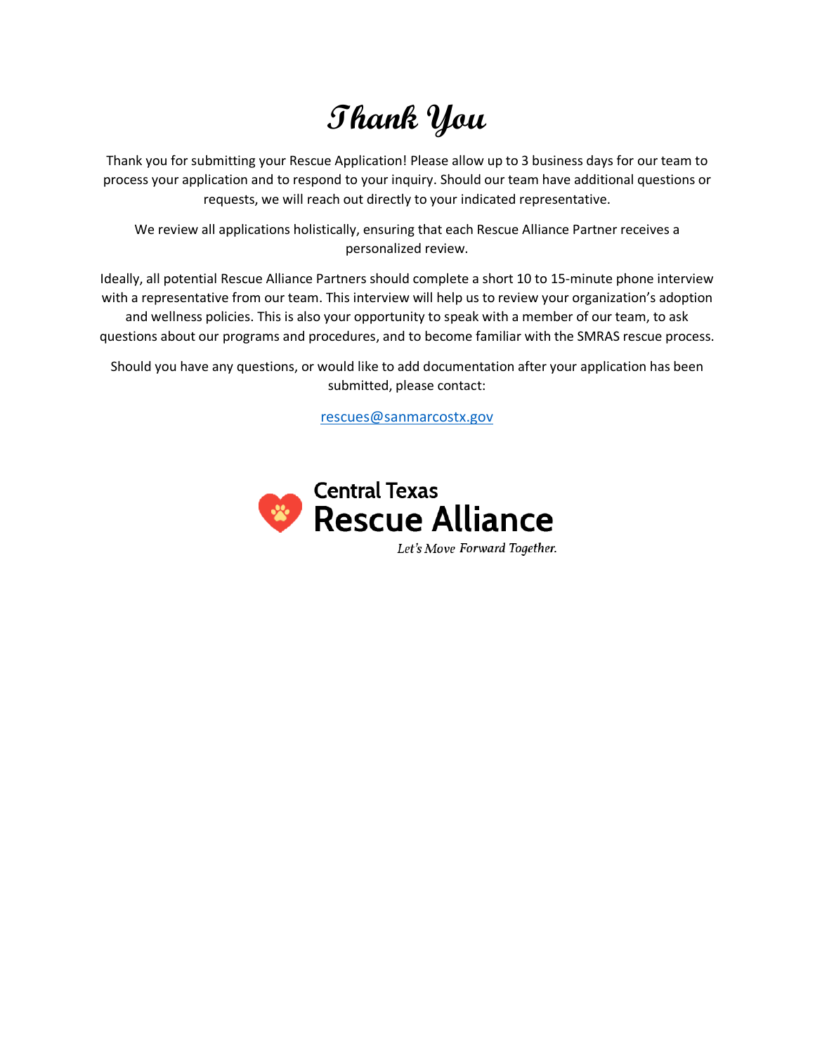# Thank You

Thank you for submitting your Rescue Application! Please allow up to 3 business days for our team to process your application and to respond to your inquiry. Should our team have additional questions or requests, we will reach out directly to your indicated representative.

We review all applications holistically, ensuring that each Rescue Alliance Partner receives a personalized review.

Ideally, all potential Rescue Alliance Partners should complete a short 10 to 15-minute phone interview with a representative from our team. This interview will help us to review your organization's adoption and wellness policies. This is also your opportunity to speak with a member of our team, to ask questions about our programs and procedures, and to become familiar with the SMRAS rescue process.

Should you have any questions, or would like to add documentation after your application has been submitted, please contact:

rescues@sanmarcostx.gov

Central Texas
Rescue Alliance
*Let's Move Forward Together.*